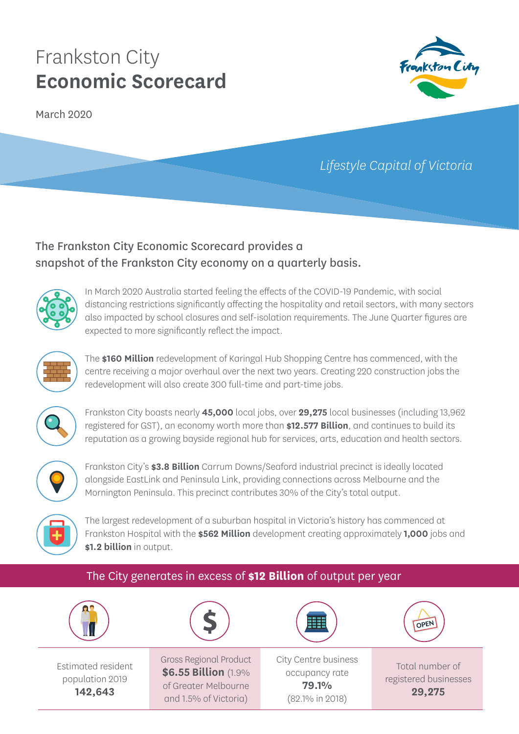# Frankston City **Economic Scorecard**

March 2020

*Lifestyle Capital of Victoria*

## The Frankston City Economic Scorecard provides a snapshot of the Frankston City economy on a quarterly basis.

In March 2020 Australia started feeling the effects of the COVID-19 Pandemic, with social distancing restrictions significantly affecting the hospitality and retail sectors, with many sectors also impacted by school closures and self-isolation requirements. The June Quarter figures are expected to more significantly reflect the impact.

The **$160 Million** redevelopment of Karingal Hub Shopping Centre has commenced, with the centre receiving a major overhaul over the next two years. Creating 220 construction jobs the redevelopment will also create 300 full-time and part-time jobs.

Frankston City boasts nearly **45,000** local jobs, over **29,275** local businesses (including 13,962 registered for GST), an economy worth more than **$12.577 Billion**, and continues to build its reputation as a growing bayside regional hub for services, arts, education and health sectors.

Frankston City's **$3.8 Billion** Carrum Downs/Seaford industrial precinct is ideally located alongside EastLink and Peninsula Link, providing connections across Melbourne and the Mornington Peninsula. This precinct contributes 30% of the City's total output.

The largest redevelopment of a suburban hospital in Victoria's history has commenced at Frankston Hospital with the **$562 Million** development creating approximately **1,000** jobs and **$1.2 billion** in output.

## The City generates in excess of **$12 Billion** of output per year

| Estimated resident population 2019 | Gross Regional Product | City Centre business occupancy rate | Total number of registered businesses |
|---|---|---|---|
| **142,643** | **$6.55 Billion** (1.9% of Greater Melbourne and 1.5% of Victoria) | **79.1%** (82.1% in 2018) | **29,275** |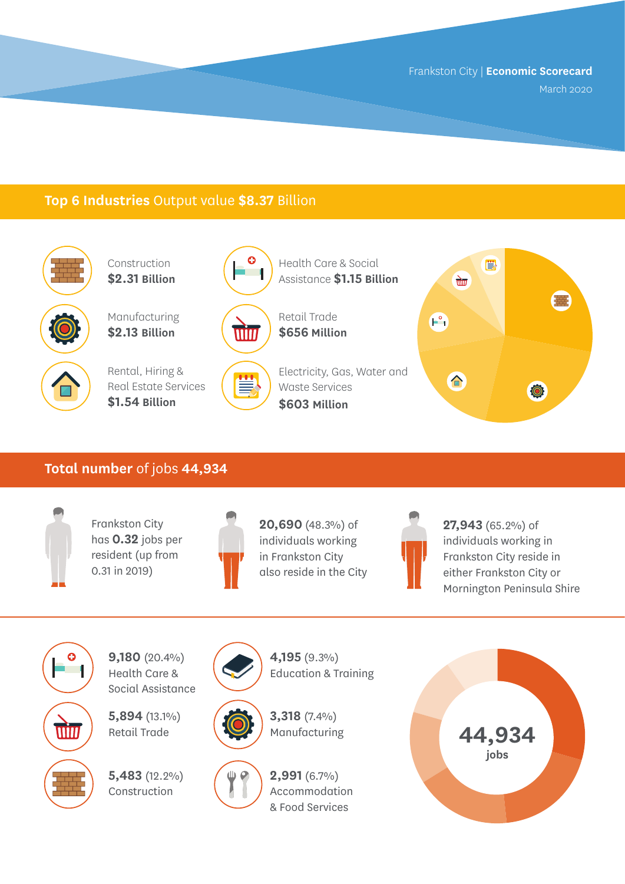Frankston City | **Economic Scorecard**
March 2020

## **Top 6 Industries** Output value **$8.37** Billion

Construction
**$2.31 Billion**

Health Care & Social Assistance **$1.15 Billion**

Manufacturing
**$2.13 Billion**

Retail Trade
**$656 Million**

Rental, Hiring & Real Estate Services
**$1.54 Billion**

Electricity, Gas, Water and Waste Services
**$603 Million**

## **Total number** of jobs **44,934**

Frankston City has **0.32** jobs per resident (up from 0.31 in 2019)

**20,690** (48.3%) of individuals working in Frankston City also reside in the City

**27,943** (65.2%) of individuals working in Frankston City reside in either Frankston City or Mornington Peninsula Shire

**9,180** (20.4%)
Health Care & Social Assistance

**4,195** (9.3%)
Education & Training

**5,894** (13.1%)
Retail Trade

**3,318** (7.4%)
Manufacturing

**5,483** (12.2%)
Construction

**2,991** (6.7%)
Accommodation & Food Services

**44,934** jobs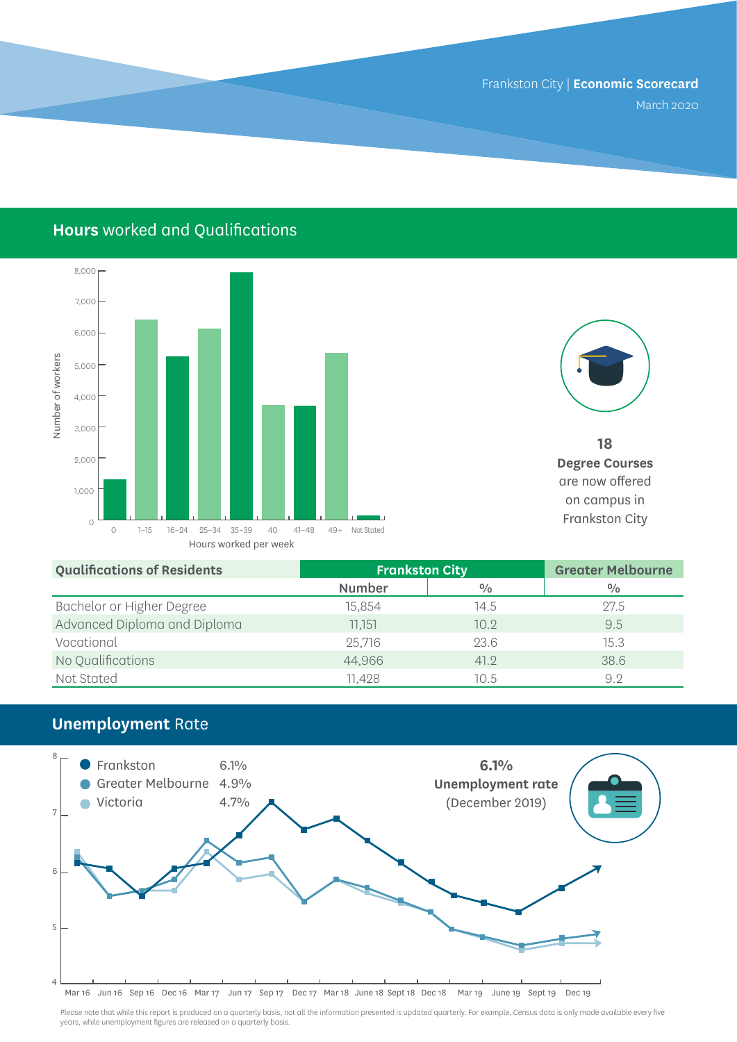Frankston City | **Economic Scorecard**
March 2020

## **Hours** worked and Qualifications

Number of workers

Hours worked per week: 0, 1–15, 16–24, 25–34, 35–39, 40, 41–48, 49+, Not Stated

**18**
**Degree Courses**
are now offered
on campus in
Frankston City

| Qualifications of Residents | Frankston City | | Greater Melbourne |
|---|---|---|---|
| | Number | % | % |
| Bachelor or Higher Degree | 15,854 | 14.5 | 27.5 |
| Advanced Diploma and Diploma | 11,151 | 10.2 | 9.5 |
| Vocational | 25,716 | 23.6 | 15.3 |
| No Qualifications | 44,966 | 41.2 | 38.6 |
| Not Stated | 11,428 | 10.5 | 9.2 |

## **Unemployment** Rate

- Frankston 6.1%
- Greater Melbourne 4.9%
- Victoria 4.7%

**6.1%**
**Unemployment rate**
(December 2019)

Please note that while this report is produced on a quarterly basis, not all the information presented is updated quarterly. For example, Census data is only made available every five years, while unemployment figures are released on a quarterly basis.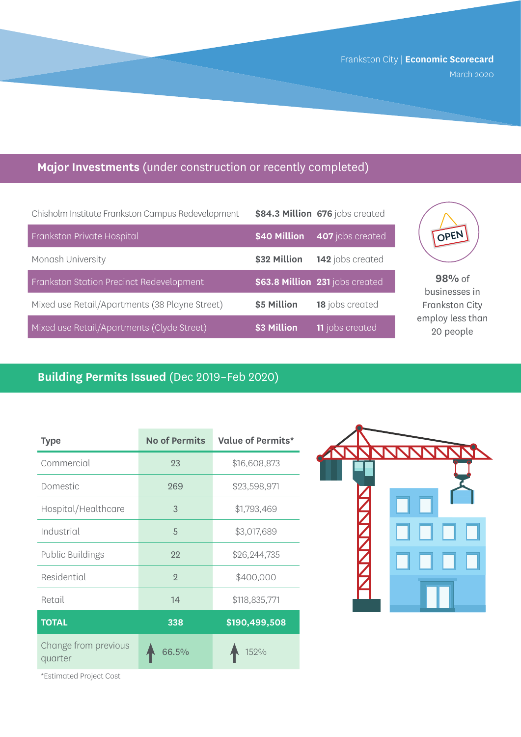Frankston City | **Economic Scorecard**
March 2020

## **Major Investments** (under construction or recently completed)

| Project | Investment | Jobs |
|---|---|---|
| Chisholm Institute Frankston Campus Redevelopment | **$84.3 Million** | **676** jobs created |
| Frankston Private Hospital | **$40 Million** | **407** jobs created |
| Monash University | **$32 Million** | **142** jobs created |
| Frankston Station Precinct Redevelopment | **$63.8 Million** | **231** jobs created |
| Mixed use Retail/Apartments (38 Playne Street) | **$5 Million** | **18** jobs created |
| Mixed use Retail/Apartments (Clyde Street) | **$3 Million** | **11** jobs created |

**98%** of businesses in Frankston City employ less than 20 people

## **Building Permits Issued** (Dec 2019–Feb 2020)

| Type | No of Permits | Value of Permits* |
|---|---|---|
| Commercial | 23 | $16,608,873 |
| Domestic | 269 | $23,598,971 |
| Hospital/Healthcare | 3 | $1,793,469 |
| Industrial | 5 | $3,017,689 |
| Public Buildings | 22 | $26,244,735 |
| Residential | 2 | $400,000 |
| Retail | 14 | $118,835,771 |
| **TOTAL** | **338** | **$190,499,508** |
| Change from previous quarter | ↑ 66.5% | ↑ 152% |

*Estimated Project Cost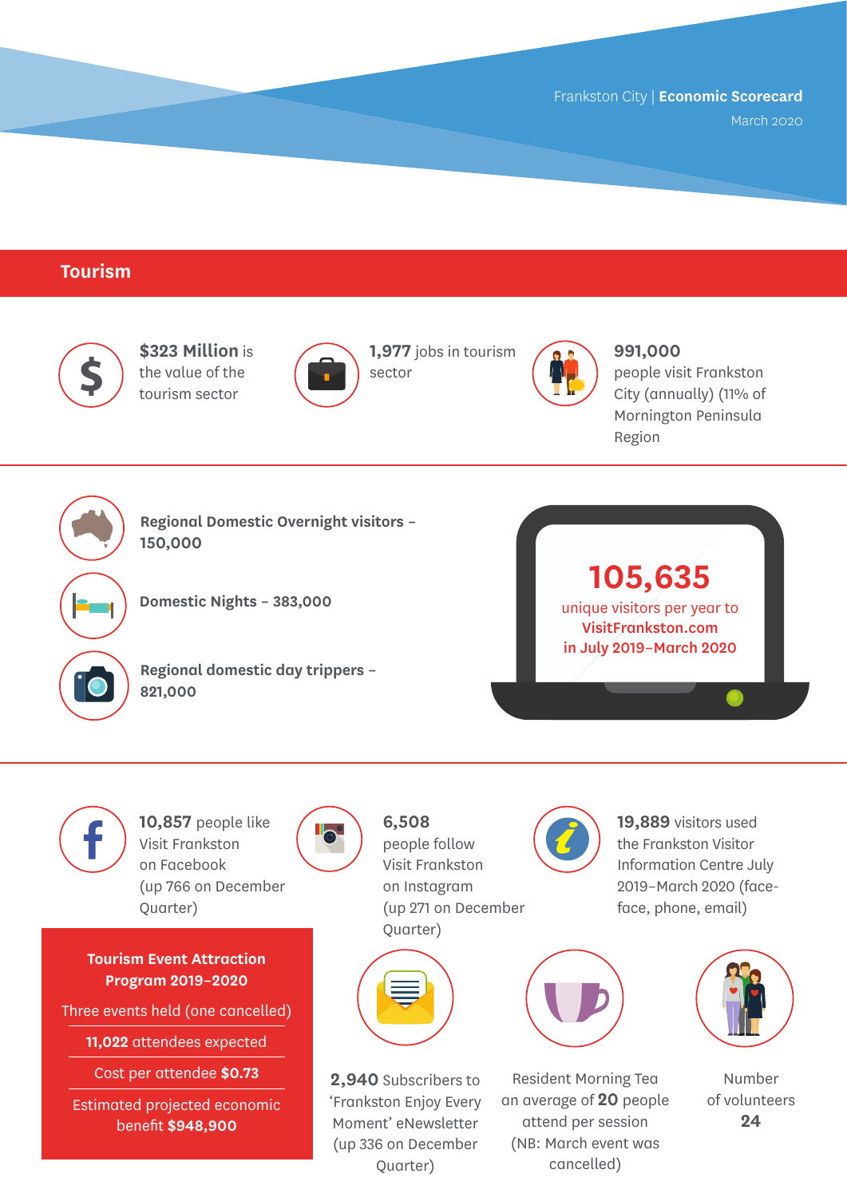Frankston City | **Economic Scorecard**
March 2020

## Tourism

**$323 Million** is the value of the tourism sector

**1,977** jobs in tourism sector

**991,000** people visit Frankston City (annually) (11% of Mornington Peninsula Region

**Regional Domestic Overnight visitors – 150,000**

**Domestic Nights – 383,000**

**Regional domestic day trippers – 821,000**

**105,635** unique visitors per year to **VisitFrankston.com in July 2019–March 2020**

**10,857** people like Visit Frankston on Facebook (up 766 on December Quarter)

**6,508** people follow Visit Frankston on Instagram (up 271 on December Quarter)

**19,889** visitors used the Frankston Visitor Information Centre July 2019–March 2020 (face-face, phone, email)

**Tourism Event Attraction Program 2019–2020**

Three events held (one cancelled)

**11,022** attendees expected

Cost per attendee **$0.73**

Estimated projected economic benefit **$948,900**

**2,940** Subscribers to 'Frankston Enjoy Every Moment' eNewsletter (up 336 on December Quarter)

Resident Morning Tea an average of **20** people attend per session (NB: March event was cancelled)

Number of volunteers **24**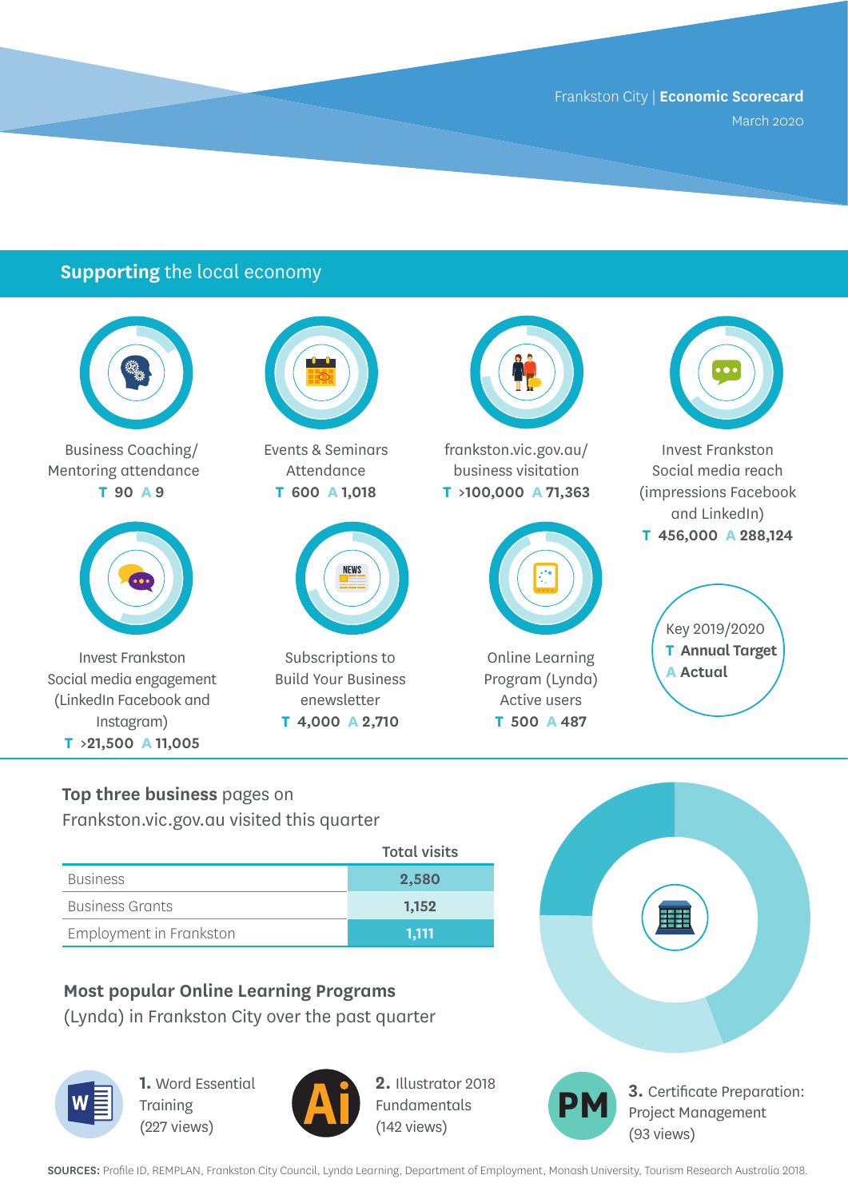Frankston City | **Economic Scorecard**
March 2020

## **Supporting** the local economy

Business Coaching/ Mentoring attendance
**T 90 A 9**

Events & Seminars Attendance
**T 600 A 1,018**

frankston.vic.gov.au/ business visitation
**T >100,000 A 71,363**

Invest Frankston Social media reach (impressions Facebook and LinkedIn)
**T 456,000 A 288,124**

Invest Frankston Social media engagement (LinkedIn Facebook and Instagram)
**T >21,500 A 11,005**

Subscriptions to Build Your Business enewsletter
**T 4,000 A 2,710**

Online Learning Program (Lynda) Active users
**T 500 A 487**

Key 2019/2020
**T Annual Target**
**A Actual**

### **Top three business pages** on Frankston.vic.gov.au visited this quarter

| | Total visits |
|---|---|
| Business | 2,580 |
| Business Grants | 1,152 |
| Employment in Frankston | 1,111 |

### **Most popular Online Learning Programs** (Lynda) in Frankston City over the past quarter

**1.** Word Essential Training (227 views)

**2.** Illustrator 2018 Fundamentals (142 views)

**3.** Certificate Preparation: Project Management (93 views)

**SOURCES:** Profile ID, REMPLAN, Frankston City Council, Lynda Learning, Department of Employment, Monash University, Tourism Research Australia 2018.